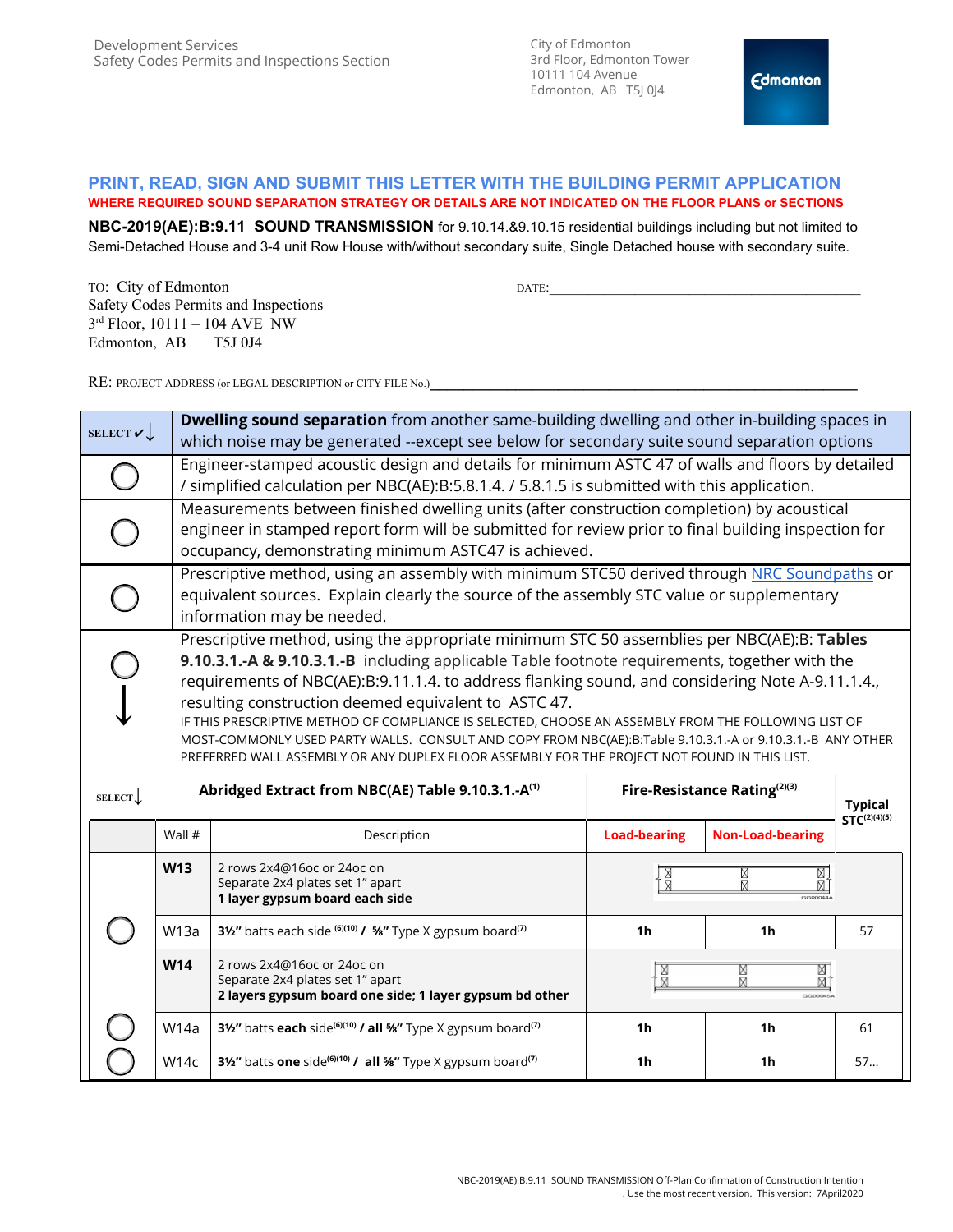Development Services
Safety Codes Permits and Inspections Section

City of Edmonton
3rd Floor, Edmonton Tower
10111 104 Avenue
Edmonton, AB T5J 0J4

## PRINT, READ, SIGN AND SUBMIT THIS LETTER WITH THE BUILDING PERMIT APPLICATION

**WHERE REQUIRED SOUND SEPARATION STRATEGY OR DETAILS ARE NOT INDICATED ON THE FLOOR PLANS or SECTIONS**

**NBC-2019(AE):B:9.11 SOUND TRANSMISSION** for 9.10.14.&9.10.15 residential buildings including but not limited to Semi-Detached House and 3-4 unit Row House with/without secondary suite, Single Detached house with secondary suite.

TO: City of Edmonton
Safety Codes Permits and Inspections
3rd Floor, 10111 – 104 AVE NW
Edmonton, AB T5J 0J4

DATE:\_\_\_\_\_\_\_\_\_\_\_\_\_\_\_\_\_\_\_\_\_\_\_\_\_\_\_\_\_\_\_\_\_\_\_\_\_\_\_\_

RE: PROJECT ADDRESS (or LEGAL DESCRIPTION or CITY FILE No.)\_\_\_\_\_\_\_\_\_\_\_\_\_\_\_\_\_\_\_\_\_\_\_\_\_\_\_\_\_\_\_\_\_\_\_\_\_\_\_\_

| SELECT ✓↓ | **Dwelling sound separation** from another same-building dwelling and other in-building spaces in which noise may be generated --except see below for secondary suite sound separation options |
|---|---|
| ○ | Engineer-stamped acoustic design and details for minimum ASTC 47 of walls and floors by detailed / simplified calculation per NBC(AE):B:5.8.1.4. / 5.8.1.5 is submitted with this application. |
| ○ | Measurements between finished dwelling units (after construction completion) by acoustical engineer in stamped report form will be submitted for review prior to final building inspection for occupancy, demonstrating minimum ASTC47 is achieved. |
| ○ | Prescriptive method, using an assembly with minimum STC50 derived through NRC Soundpaths or equivalent sources. Explain clearly the source of the assembly STC value or supplementary information may be needed. |
| ○ ↓ | Prescriptive method, using the appropriate minimum STC 50 assemblies per NBC(AE):B: **Tables 9.10.3.1.-A & 9.10.3.1.-B** including applicable Table footnote requirements, together with the requirements of NBC(AE):B:9.11.1.4. to address flanking sound, and considering Note A-9.11.1.4., resulting construction deemed equivalent to ASTC 47. IF THIS PRESCRIPTIVE METHOD OF COMPLIANCE IS SELECTED, CHOOSE AN ASSEMBLY FROM THE FOLLOWING LIST OF MOST-COMMONLY USED PARTY WALLS. CONSULT AND COPY FROM NBC(AE):B:Table 9.10.3.1.-A or 9.10.3.1.-B ANY OTHER PREFERRED WALL ASSEMBLY OR ANY DUPLEX FLOOR ASSEMBLY FOR THE PROJECT NOT FOUND IN THIS LIST. |

| SELECT ↓ | **Abridged Extract from NBC(AE) Table 9.10.3.1.-A[1]** | | **Fire-Resistance Rating[2][3]** | | **Typical STC[2][4][5]** |
|---|---|---|---|---|---|
| | Wall # | Description | **Load-bearing** | **Non-Load-bearing** | |
| | **W13** | 2 rows 2x4@16oc or 24oc on Separate 2x4 plates set 1" apart **1 layer gypsum board each side** | | | |
| ○ | W13a | **3½"** batts each side [6][10] / **⅝"** Type X gypsum board[7] | **1h** | **1h** | 57 |
| | **W14** | 2 rows 2x4@16oc or 24oc on Separate 2x4 plates set 1" apart **2 layers gypsum board one side; 1 layer gypsum bd other** | | | |
| ○ | W14a | **3½"** batts **each** side[6][10] **/ all ⅝"** Type X gypsum board[7] | **1h** | **1h** | 61 |
| ○ | W14c | **3½"** batts **one** side[6][10] **/ all ⅝"** Type X gypsum board[7] | **1h** | **1h** | 57… |

NBC-2019(AE):B:9.11 SOUND TRANSMISSION Off-Plan Confirmation of Construction Intention
. Use the most recent version. This version: 7April2020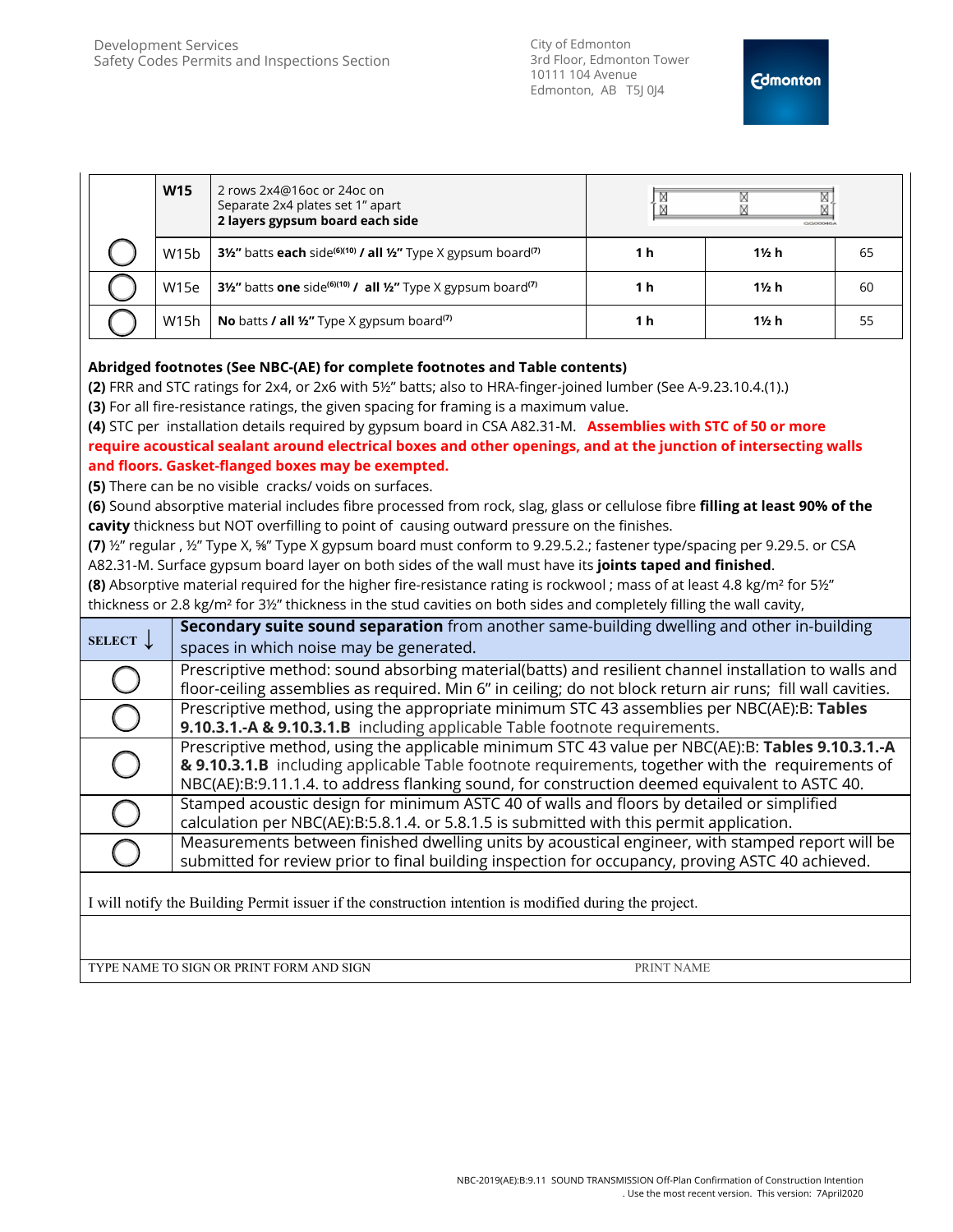Development Services
Safety Codes Permits and Inspections Section

City of Edmonton
3rd Floor, Edmonton Tower
10111 104 Avenue
Edmonton, AB T5J 0J4

| | | | | | |
|---|---|---|---|---|---|
| | **W15** | 2 rows 2x4@16oc or 24oc on Separate 2x4 plates set 1" apart **2 layers gypsum board each side** | | | |
| ◯ | W15b | **3½" batts each** side[(6)(10)] **/ all ½"** Type X gypsum board[(7)] | **1 h** | **1½ h** | 65 |
| ◯ | W15e | **3½" batts one** side[(6)(10)] **/ all ½"** Type X gypsum board[(7)] | **1 h** | **1½ h** | 60 |
| ◯ | W15h | **No** batts **/ all ½"** Type X gypsum board[(7)] | **1 h** | **1½ h** | 55 |

**Abridged footnotes (See NBC-(AE) for complete footnotes and Table contents)**

**(2)** FRR and STC ratings for 2x4, or 2x6 with 5½" batts; also to HRA-finger-joined lumber (See A-9.23.10.4.(1).)

**(3)** For all fire-resistance ratings, the given spacing for framing is a maximum value.

**(4)** STC per installation details required by gypsum board in CSA A82.31-M. **Assemblies with STC of 50 or more require acoustical sealant around electrical boxes and other openings, and at the junction of intersecting walls and floors. Gasket-flanged boxes may be exempted.**

**(5)** There can be no visible cracks/ voids on surfaces.

**(6)** Sound absorptive material includes fibre processed from rock, slag, glass or cellulose fibre **filling at least 90% of the cavity** thickness but NOT overfilling to point of causing outward pressure on the finishes.

**(7)** ½" regular , ½" Type X, ⅝" Type X gypsum board must conform to 9.29.5.2.; fastener type/spacing per 9.29.5. or CSA A82.31-M. Surface gypsum board layer on both sides of the wall must have its **joints taped and finished**.

**(8)** Absorptive material required for the higher fire-resistance rating is rockwool ; mass of at least 4.8 kg/m² for 5½" thickness or 2.8 kg/m² for 3½" thickness in the stud cavities on both sides and completely filling the wall cavity,

| SELECT ↓ | **Secondary suite sound separation** from another same-building dwelling and other in-building spaces in which noise may be generated. |
|---|---|
| ◯ | Prescriptive method: sound absorbing material(batts) and resilient channel installation to walls and floor-ceiling assemblies as required. Min 6" in ceiling; do not block return air runs; fill wall cavities. |
| ◯ | Prescriptive method, using the appropriate minimum STC 43 assemblies per NBC(AE):B: **Tables 9.10.3.1.-A & 9.10.3.1.B** including applicable Table footnote requirements. |
| ◯ | Prescriptive method, using the applicable minimum STC 43 value per NBC(AE):B: **Tables 9.10.3.1.-A & 9.10.3.1.B** including applicable Table footnote requirements, together with the requirements of NBC(AE):B:9.11.1.4. to address flanking sound, for construction deemed equivalent to ASTC 40. |
| ◯ | Stamped acoustic design for minimum ASTC 40 of walls and floors by detailed or simplified calculation per NBC(AE):B:5.8.1.4. or 5.8.1.5 is submitted with this permit application. |
| ◯ | Measurements between finished dwelling units by acoustical engineer, with stamped report will be submitted for review prior to final building inspection for occupancy, proving ASTC 40 achieved. |

I will notify the Building Permit issuer if the construction intention is modified during the project.

TYPE NAME TO SIGN OR PRINT FORM AND SIGN PRINT NAME

NBC-2019(AE):B:9.11 SOUND TRANSMISSION Off-Plan Confirmation of Construction Intention
. Use the most recent version. This version: 7April2020